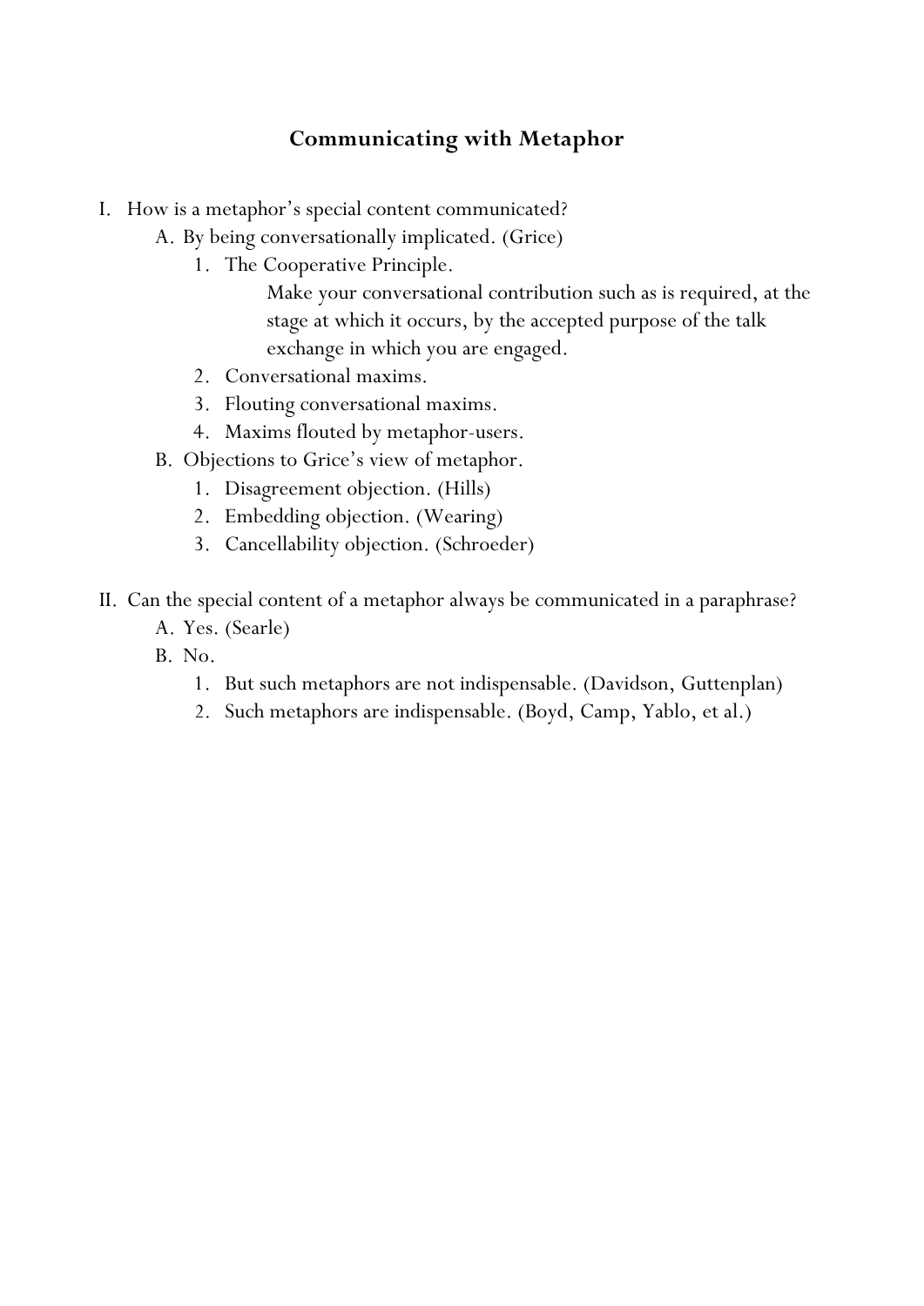# Communicating with Metaphor

I. How is a metaphor's special content communicated?
   A. By being conversationally implicated. (Grice)
      1. The Cooperative Principle.
         Make your conversational contribution such as is required, at the stage at which it occurs, by the accepted purpose of the talk exchange in which you are engaged.
      2. Conversational maxims.
      3. Flouting conversational maxims.
      4. Maxims flouted by metaphor-users.
   B. Objections to Grice's view of metaphor.
      1. Disagreement objection. (Hills)
      2. Embedding objection. (Wearing)
      3. Cancellability objection. (Schroeder)

II. Can the special content of a metaphor always be communicated in a paraphrase?
   A. Yes. (Searle)
   B. No.
      1. But such metaphors are not indispensable. (Davidson, Guttenplan)
      2. Such metaphors are indispensable. (Boyd, Camp, Yablo, et al.)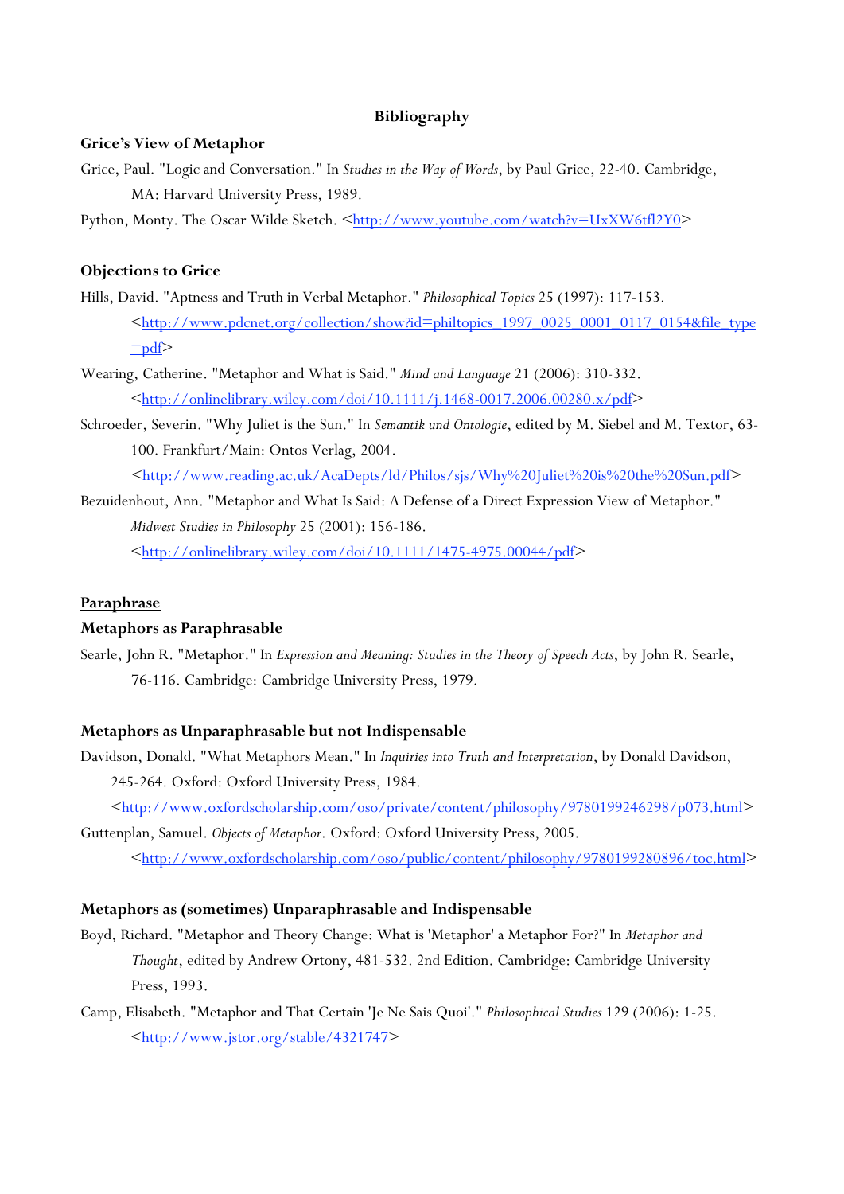# Bibliography

## Grice's View of Metaphor

Grice, Paul. "Logic and Conversation." In *Studies in the Way of Words*, by Paul Grice, 22-40. Cambridge, MA: Harvard University Press, 1989.

Python, Monty. The Oscar Wilde Sketch. <http://www.youtube.com/watch?v=UxXW6tfl2Y0>

## Objections to Grice

Hills, David. "Aptness and Truth in Verbal Metaphor." *Philosophical Topics* 25 (1997): 117-153. <http://www.pdcnet.org/collection/show?id=philtopics_1997_0025_0001_0117_0154&file_type=pdf>

Wearing, Catherine. "Metaphor and What is Said." *Mind and Language* 21 (2006): 310-332. <http://onlinelibrary.wiley.com/doi/10.1111/j.1468-0017.2006.00280.x/pdf>

Schroeder, Severin. "Why Juliet is the Sun." In *Semantik und Ontologie*, edited by M. Siebel and M. Textor, 63-100. Frankfurt/Main: Ontos Verlag, 2004. <http://www.reading.ac.uk/AcaDepts/ld/Philos/sjs/Why%20Juliet%20is%20the%20Sun.pdf>

Bezuidenhout, Ann. "Metaphor and What Is Said: A Defense of a Direct Expression View of Metaphor." *Midwest Studies in Philosophy* 25 (2001): 156-186. <http://onlinelibrary.wiley.com/doi/10.1111/1475-4975.00044/pdf>

## Paraphrase

### Metaphors as Paraphrasable

Searle, John R. "Metaphor." In *Expression and Meaning: Studies in the Theory of Speech Acts*, by John R. Searle, 76-116. Cambridge: Cambridge University Press, 1979.

### Metaphors as Unparaphrasable but not Indispensable

Davidson, Donald. "What Metaphors Mean." In *Inquiries into Truth and Interpretation*, by Donald Davidson, 245-264. Oxford: Oxford University Press, 1984. <http://www.oxfordscholarship.com/oso/private/content/philosophy/9780199246298/p073.html>

Guttenplan, Samuel. *Objects of Metaphor*. Oxford: Oxford University Press, 2005. <http://www.oxfordscholarship.com/oso/public/content/philosophy/9780199280896/toc.html>

### Metaphors as (sometimes) Unparaphrasable and Indispensable

Boyd, Richard. "Metaphor and Theory Change: What is 'Metaphor' a Metaphor For?" In *Metaphor and Thought*, edited by Andrew Ortony, 481-532. 2nd Edition. Cambridge: Cambridge University Press, 1993.

Camp, Elisabeth. "Metaphor and That Certain 'Je Ne Sais Quoi'." *Philosophical Studies* 129 (2006): 1-25. <http://www.jstor.org/stable/4321747>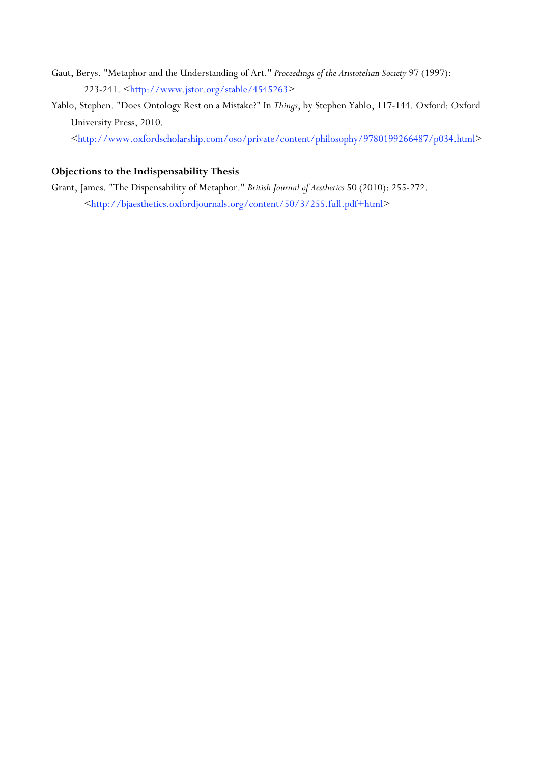Gaut, Berys. "Metaphor and the Understanding of Art." *Proceedings of the Aristotelian Society* 97 (1997): 223-241. <http://www.jstor.org/stable/4545263>

Yablo, Stephen. "Does Ontology Rest on a Mistake?" In *Things*, by Stephen Yablo, 117-144. Oxford: Oxford University Press, 2010. <http://www.oxfordscholarship.com/oso/private/content/philosophy/9780199266487/p034.html>

**Objections to the Indispensability Thesis**

Grant, James. "The Dispensability of Metaphor." *British Journal of Aesthetics* 50 (2010): 255-272. <http://bjaesthetics.oxfordjournals.org/content/50/3/255.full.pdf+html>